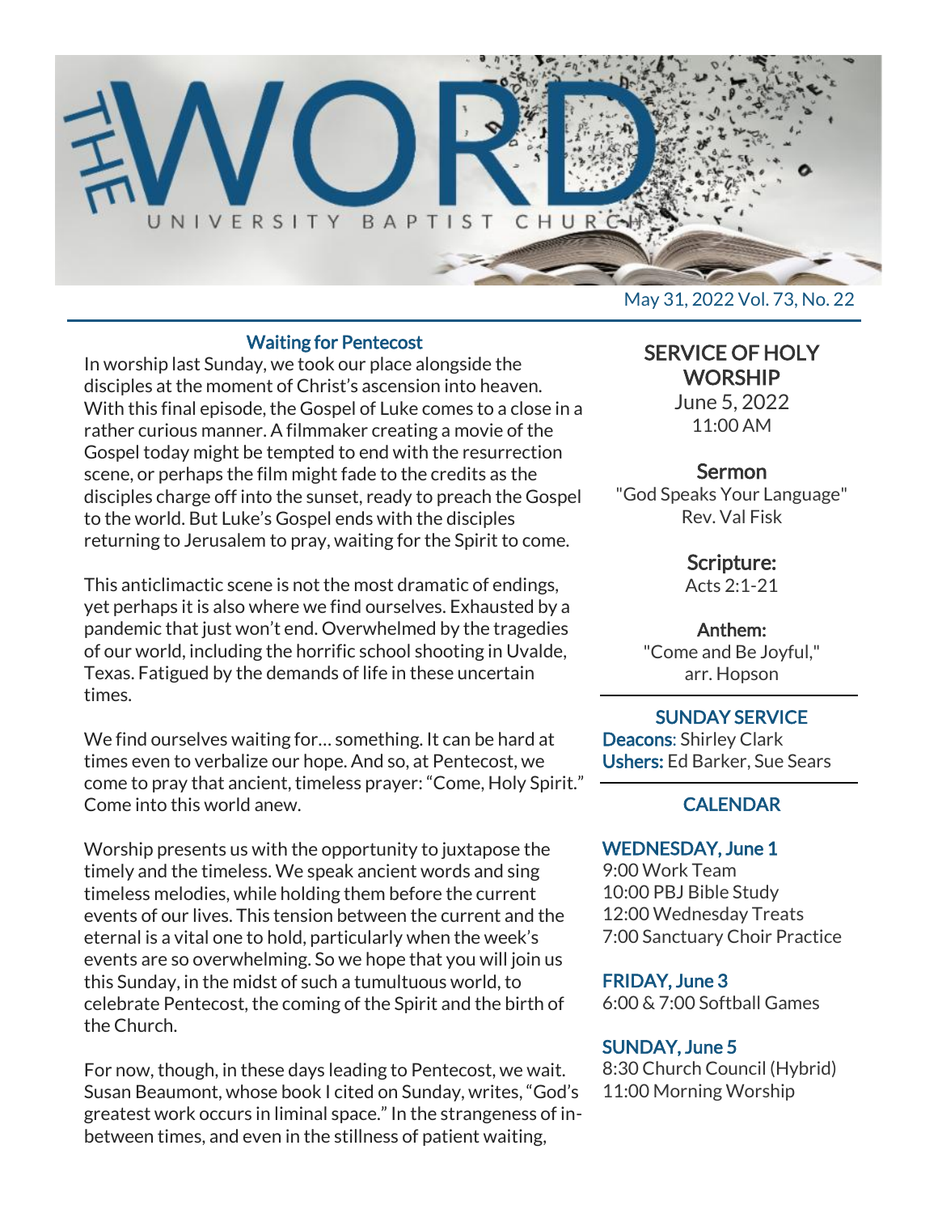# THE WORD

UNIVERSITY BAPTIST CHURCH

May 31, 2022 Vol. 73, No. 22

## Waiting for Pentecost

In worship last Sunday, we took our place alongside the disciples at the moment of Christ's ascension into heaven. With this final episode, the Gospel of Luke comes to a close in a rather curious manner. A filmmaker creating a movie of the Gospel today might be tempted to end with the resurrection scene, or perhaps the film might fade to the credits as the disciples charge off into the sunset, ready to preach the Gospel to the world. But Luke's Gospel ends with the disciples returning to Jerusalem to pray, waiting for the Spirit to come.

This anticlimactic scene is not the most dramatic of endings, yet perhaps it is also where we find ourselves. Exhausted by a pandemic that just won't end. Overwhelmed by the tragedies of our world, including the horrific school shooting in Uvalde, Texas. Fatigued by the demands of life in these uncertain times.

We find ourselves waiting for… something. It can be hard at times even to verbalize our hope. And so, at Pentecost, we come to pray that ancient, timeless prayer: "Come, Holy Spirit." Come into this world anew.

Worship presents us with the opportunity to juxtapose the timely and the timeless. We speak ancient words and sing timeless melodies, while holding them before the current events of our lives. This tension between the current and the eternal is a vital one to hold, particularly when the week's events are so overwhelming. So we hope that you will join us this Sunday, in the midst of such a tumultuous world, to celebrate Pentecost, the coming of the Spirit and the birth of the Church.

For now, though, in these days leading to Pentecost, we wait. Susan Beaumont, whose book I cited on Sunday, writes, "God's greatest work occurs in liminal space." In the strangeness of in-between times, and even in the stillness of patient waiting,

## SERVICE OF HOLY WORSHIP

June 5, 2022
11:00 AM

**Sermon**
"God Speaks Your Language"
Rev. Val Fisk

**Scripture:**
Acts 2:1-21

**Anthem:**
"Come and Be Joyful,"
arr. Hopson

## SUNDAY SERVICE

**Deacons**: Shirley Clark
**Ushers:** Ed Barker, Sue Sears

## CALENDAR

**WEDNESDAY, June 1**
9:00 Work Team
10:00 PBJ Bible Study
12:00 Wednesday Treats
7:00 Sanctuary Choir Practice

**FRIDAY, June 3**
6:00 & 7:00 Softball Games

**SUNDAY, June 5**
8:30 Church Council (Hybrid)
11:00 Morning Worship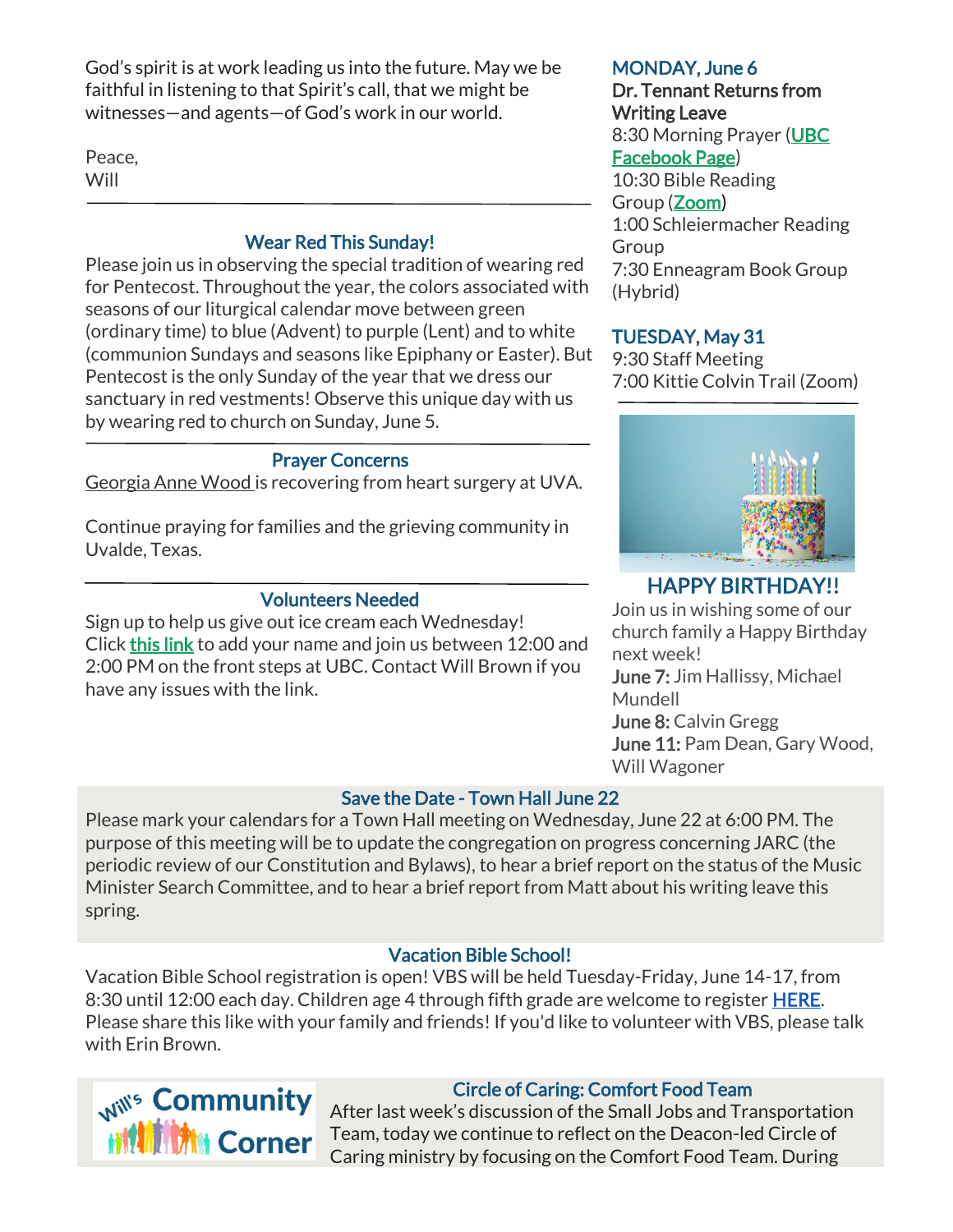God's spirit is at work leading us into the future. May we be faithful in listening to that Spirit's call, that we might be witnesses—and agents—of God's work in our world.

Peace,
Will

---

### Wear Red This Sunday!

Please join us in observing the special tradition of wearing red for Pentecost. Throughout the year, the colors associated with seasons of our liturgical calendar move between green (ordinary time) to blue (Advent) to purple (Lent) and to white (communion Sundays and seasons like Epiphany or Easter). But Pentecost is the only Sunday of the year that we dress our sanctuary in red vestments! Observe this unique day with us by wearing red to church on Sunday, June 5.

---

### Prayer Concerns

Georgia Anne Wood is recovering from heart surgery at UVA.

Continue praying for families and the grieving community in Uvalde, Texas.

---

### Volunteers Needed

Sign up to help us give out ice cream each Wednesday! Click this link to add your name and join us between 12:00 and 2:00 PM on the front steps at UBC. Contact Will Brown if you have any issues with the link.

---

### MONDAY, June 6

**Dr. Tennant Returns from Writing Leave**

8:30 Morning Prayer (UBC Facebook Page)
10:30 Bible Reading Group (Zoom)
1:00 Schleiermacher Reading Group
7:30 Enneagram Book Group (Hybrid)

### TUESDAY, May 31

9:30 Staff Meeting
7:00 Kittie Colvin Trail (Zoom)

---

### HAPPY BIRTHDAY!!

Join us in wishing some of our church family a Happy Birthday next week!

**June 7:** Jim Hallissy, Michael Mundell
**June 8:** Calvin Gregg
**June 11:** Pam Dean, Gary Wood, Will Wagoner

---

### Save the Date - Town Hall June 22

Please mark your calendars for a Town Hall meeting on Wednesday, June 22 at 6:00 PM. The purpose of this meeting will be to update the congregation on progress concerning JARC (the periodic review of our Constitution and Bylaws), to hear a brief report on the status of the Music Minister Search Committee, and to hear a brief report from Matt about his writing leave this spring.

### Vacation Bible School!

Vacation Bible School registration is open! VBS will be held Tuesday-Friday, June 14-17, from 8:30 until 12:00 each day. Children age 4 through fifth grade are welcome to register HERE. Please share this like with your family and friends! If you'd like to volunteer with VBS, please talk with Erin Brown.

## Will's Community Corner

### Circle of Caring: Comfort Food Team

After last week's discussion of the Small Jobs and Transportation Team, today we continue to reflect on the Deacon-led Circle of Caring ministry by focusing on the Comfort Food Team. During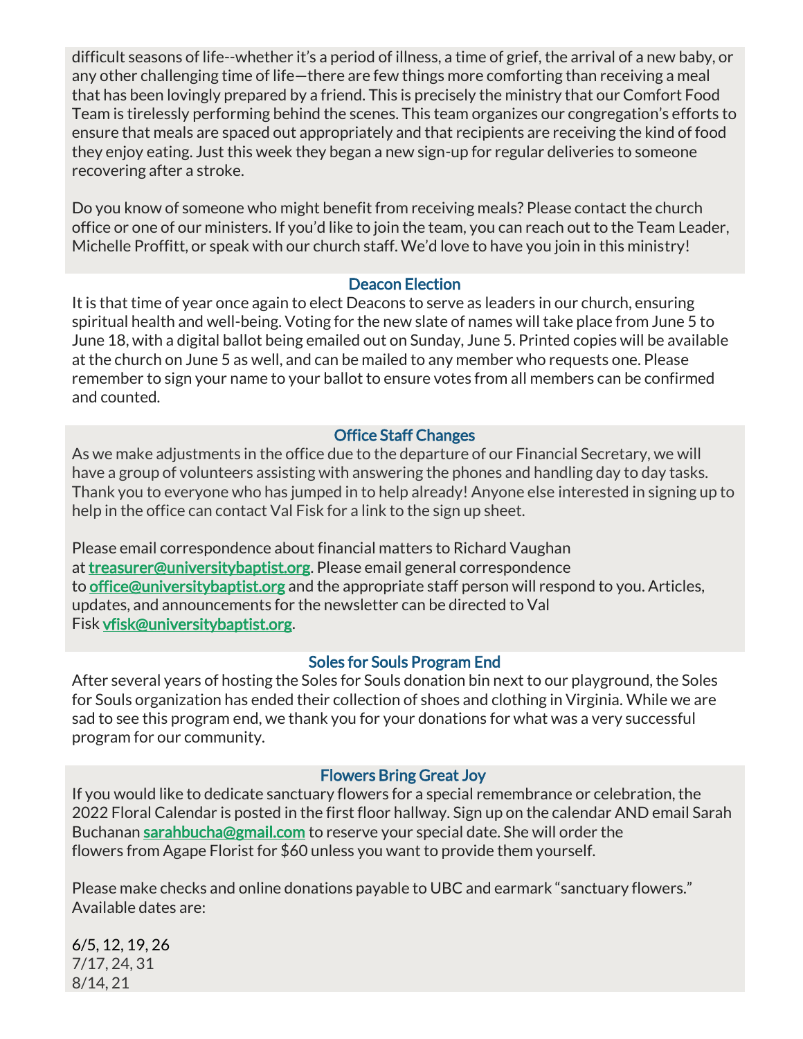difficult seasons of life--whether it's a period of illness, a time of grief, the arrival of a new baby, or any other challenging time of life—there are few things more comforting than receiving a meal that has been lovingly prepared by a friend. This is precisely the ministry that our Comfort Food Team is tirelessly performing behind the scenes. This team organizes our congregation's efforts to ensure that meals are spaced out appropriately and that recipients are receiving the kind of food they enjoy eating. Just this week they began a new sign-up for regular deliveries to someone recovering after a stroke.

Do you know of someone who might benefit from receiving meals? Please contact the church office or one of our ministers. If you'd like to join the team, you can reach out to the Team Leader, Michelle Proffitt, or speak with our church staff. We'd love to have you join in this ministry!

### Deacon Election

It is that time of year once again to elect Deacons to serve as leaders in our church, ensuring spiritual health and well-being. Voting for the new slate of names will take place from June 5 to June 18, with a digital ballot being emailed out on Sunday, June 5. Printed copies will be available at the church on June 5 as well, and can be mailed to any member who requests one. Please remember to sign your name to your ballot to ensure votes from all members can be confirmed and counted.

### Office Staff Changes

As we make adjustments in the office due to the departure of our Financial Secretary, we will have a group of volunteers assisting with answering the phones and handling day to day tasks. Thank you to everyone who has jumped in to help already! Anyone else interested in signing up to help in the office can contact Val Fisk for a link to the sign up sheet.

Please email correspondence about financial matters to Richard Vaughan at **treasurer@universitybaptist.org**. Please email general correspondence to **office@universitybaptist.org** and the appropriate staff person will respond to you. Articles, updates, and announcements for the newsletter can be directed to Val Fisk **vfisk@universitybaptist.org**.

### Soles for Souls Program End

After several years of hosting the Soles for Souls donation bin next to our playground, the Soles for Souls organization has ended their collection of shoes and clothing in Virginia. While we are sad to see this program end, we thank you for your donations for what was a very successful program for our community.

### Flowers Bring Great Joy

If you would like to dedicate sanctuary flowers for a special remembrance or celebration, the 2022 Floral Calendar is posted in the first floor hallway. Sign up on the calendar AND email Sarah Buchanan **sarahbucha@gmail.com** to reserve your special date. She will order the flowers from Agape Florist for $60 unless you want to provide them yourself.

Please make checks and online donations payable to UBC and earmark "sanctuary flowers." Available dates are:

6/5, 12, 19, 26
7/17, 24, 31
8/14, 21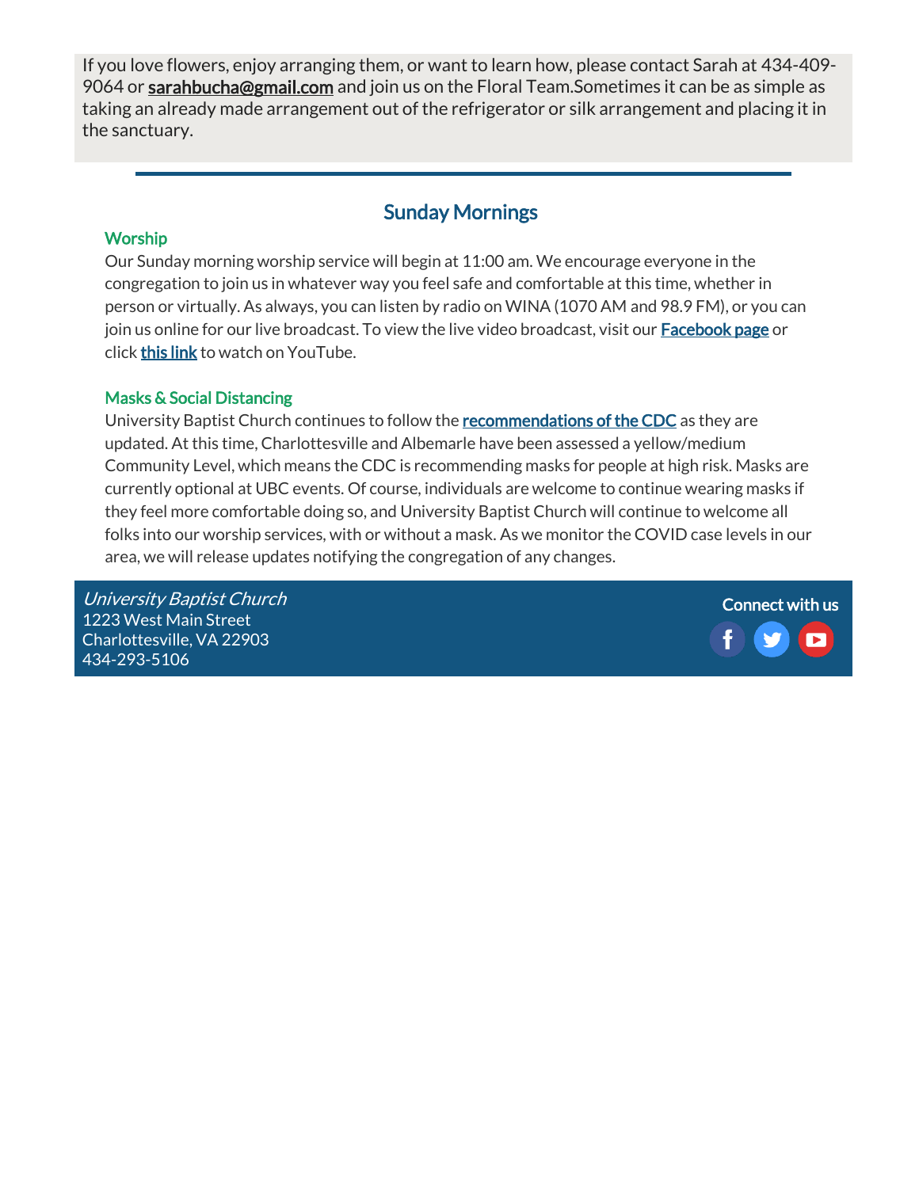If you love flowers, enjoy arranging them, or want to learn how, please contact Sarah at 434-409-9064 or sarahbucha@gmail.com and join us on the Floral Team.Sometimes it can be as simple as taking an already made arrangement out of the refrigerator or silk arrangement and placing it in the sanctuary.

---

## Sunday Mornings

### Worship

Our Sunday morning worship service will begin at 11:00 am. We encourage everyone in the congregation to join us in whatever way you feel safe and comfortable at this time, whether in person or virtually. As always, you can listen by radio on WINA (1070 AM and 98.9 FM), or you can join us online for our live broadcast. To view the live video broadcast, visit our **Facebook page** or click **this link** to watch on YouTube.

### Masks & Social Distancing

University Baptist Church continues to follow the **recommendations of the CDC** as they are updated. At this time, Charlottesville and Albemarle have been assessed a yellow/medium Community Level, which means the CDC is recommending masks for people at high risk. Masks are currently optional at UBC events. Of course, individuals are welcome to continue wearing masks if they feel more comfortable doing so, and University Baptist Church will continue to welcome all folks into our worship services, with or without a mask. As we monitor the COVID case levels in our area, we will release updates notifying the congregation of any changes.

*University Baptist Church*
1223 West Main Street
Charlottesville, VA 22903
434-293-5106

Connect with us